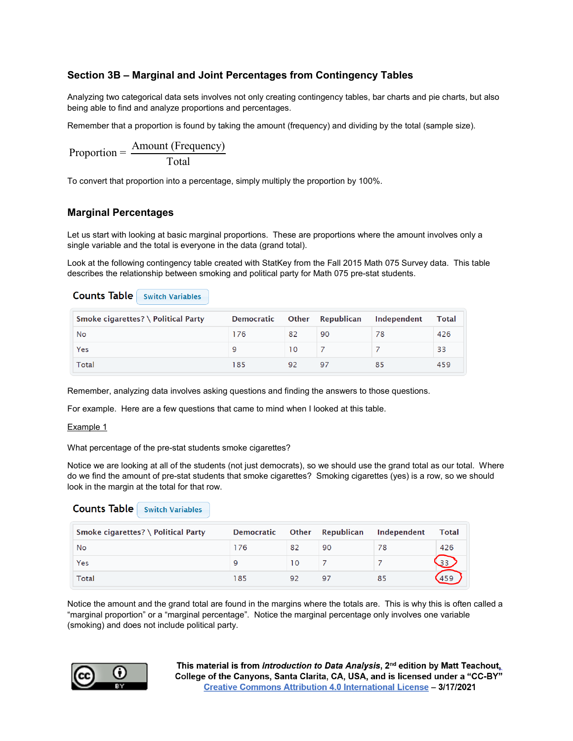## Section 3B – Marginal and Joint Percentages from Contingency Tables

Analyzing two categorical data sets involves not only creating contingency tables, bar charts and pie charts, but also being able to find and analyze proportions and percentages.

Remember that a proportion is found by taking the amount (frequency) and dividing by the total (sample size).

$$\text{Proportion} = \frac{\text{Amount (Frequency)}}{\text{Total}}$$

To convert that proportion into a percentage, simply multiply the proportion by 100%.

### Marginal Percentages

Let us start with looking at basic marginal proportions. These are proportions where the amount involves only a single variable and the total is everyone in the data (grand total).

Look at the following contingency table created with StatKey from the Fall 2015 Math 075 Survey data. This table describes the relationship between smoking and political party for Math 075 pre-stat students.

**Counts Table**

| Smoke cigarettes? \ Political Party | Democratic | Other | Republican | Independent | Total |
|---|---|---|---|---|---|
| No | 176 | 82 | 90 | 78 | 426 |
| Yes | 9 | 10 | 7 | 7 | 33 |
| Total | 185 | 92 | 97 | 85 | 459 |

Remember, analyzing data involves asking questions and finding the answers to those questions.

For example. Here are a few questions that came to mind when I looked at this table.

Example 1

What percentage of the pre-stat students smoke cigarettes?

Notice we are looking at all of the students (not just democrats), so we should use the grand total as our total. Where do we find the amount of pre-stat students that smoke cigarettes? Smoking cigarettes (yes) is a row, so we should look in the margin at the total for that row.

**Counts Table**

| Smoke cigarettes? \ Political Party | Democratic | Other | Republican | Independent | Total |
|---|---|---|---|---|---|
| No | 176 | 82 | 90 | 78 | 426 |
| Yes | 9 | 10 | 7 | 7 | 33 |
| Total | 185 | 92 | 97 | 85 | 459 |

Notice the amount and the grand total are found in the margins where the totals are. This is why this is often called a "marginal proportion" or a "marginal percentage". Notice the marginal percentage only involves one variable (smoking) and does not include political party.

This material is from *Introduction to Data Analysis*, 2nd edition by Matt Teachout, College of the Canyons, Santa Clarita, CA, USA, and is licensed under a "CC-BY" Creative Commons Attribution 4.0 International License – 3/17/2021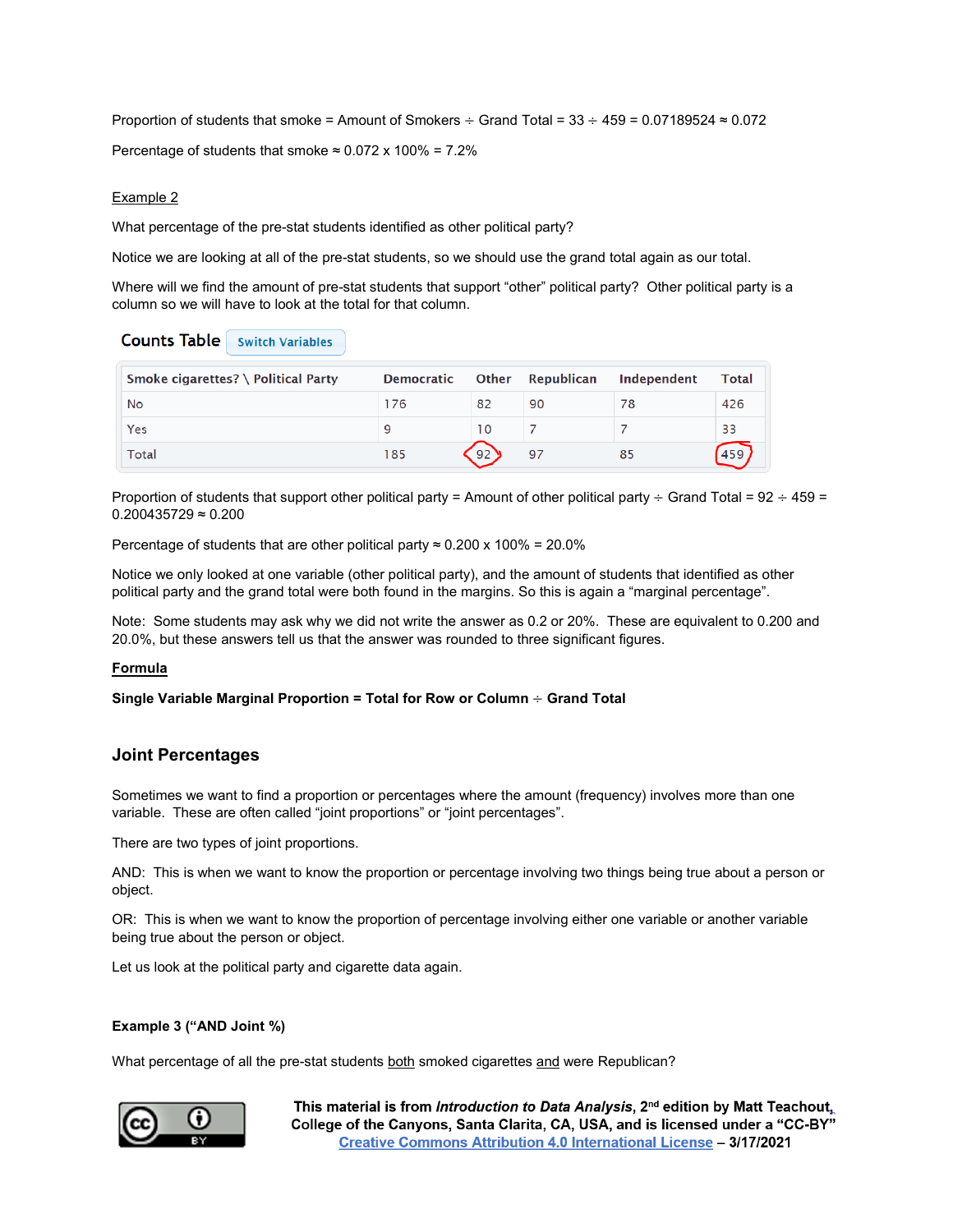Proportion of students that smoke = Amount of Smokers ÷ Grand Total = 33 ÷ 459 = 0.07189524 ≈ 0.072

Percentage of students that smoke ≈ 0.072 x 100% = 7.2%

Example 2

What percentage of the pre-stat students identified as other political party?

Notice we are looking at all of the pre-stat students, so we should use the grand total again as our total.

Where will we find the amount of pre-stat students that support "other" political party? Other political party is a column so we will have to look at the total for that column.

**Counts Table** Switch Variables

| Smoke cigarettes? \ Political Party | Democratic | Other | Republican | Independent | Total |
|---|---|---|---|---|---|
| No | 176 | 82 | 90 | 78 | 426 |
| Yes | 9 | 10 | 7 | 7 | 33 |
| Total | 185 | 92 | 97 | 85 | 459 |

Proportion of students that support other political party = Amount of other political party ÷ Grand Total = 92 ÷ 459 = 0.200435729 ≈ 0.200

Percentage of students that are other political party ≈ 0.200 x 100% = 20.0%

Notice we only looked at one variable (other political party), and the amount of students that identified as other political party and the grand total were both found in the margins. So this is again a "marginal percentage".

Note: Some students may ask why we did not write the answer as 0.2 or 20%. These are equivalent to 0.200 and 20.0%, but these answers tell us that the answer was rounded to three significant figures.

**Formula**

**Single Variable Marginal Proportion = Total for Row or Column ÷ Grand Total**

## Joint Percentages

Sometimes we want to find a proportion or percentages where the amount (frequency) involves more than one variable. These are often called "joint proportions" or "joint percentages".

There are two types of joint proportions.

AND: This is when we want to know the proportion or percentage involving two things being true about a person or object.

OR: This is when we want to know the proportion of percentage involving either one variable or another variable being true about the person or object.

Let us look at the political party and cigarette data again.

**Example 3 ("AND Joint %)**

What percentage of all the pre-stat students both smoked cigarettes and were Republican?

**This material is from *Introduction to Data Analysis*, 2nd edition by Matt Teachout, College of the Canyons, Santa Clarita, CA, USA, and is licensed under a "CC-BY" Creative Commons Attribution 4.0 International License – 3/17/2021**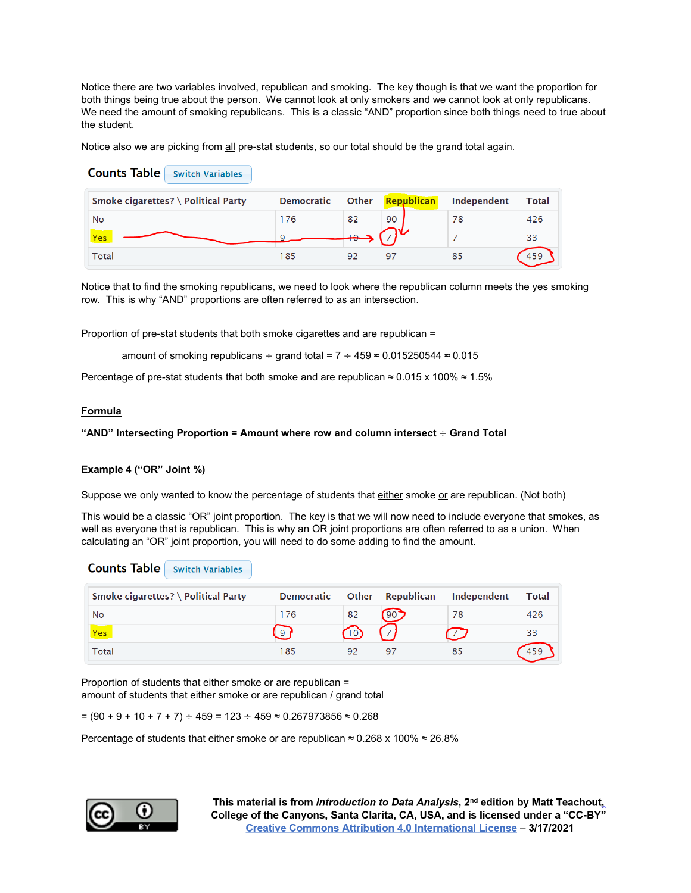Notice there are two variables involved, republican and smoking. The key though is that we want the proportion for both things being true about the person. We cannot look at only smokers and we cannot look at only republicans. We need the amount of smoking republicans. This is a classic "AND" proportion since both things need to true about the student.

Notice also we are picking from all pre-stat students, so our total should be the grand total again.

**Counts Table** Switch Variables

| Smoke cigarettes? \ Political Party | Democratic | Other | Republican | Independent | Total |
|---|---|---|---|---|---|
| No | 176 | 82 | 90 | 78 | 426 |
| Yes | 9 | 10 | 7 | 7 | 33 |
| Total | 185 | 92 | 97 | 85 | 459 |

Notice that to find the smoking republicans, we need to look where the republican column meets the yes smoking row. This is why "AND" proportions are often referred to as an intersection.

Proportion of pre-stat students that both smoke cigarettes and are republican =

amount of smoking republicans ÷ grand total = 7 ÷ 459 ≈ 0.015250544 ≈ 0.015

Percentage of pre-stat students that both smoke and are republican ≈ 0.015 x 100% ≈ 1.5%

**Formula**

**"AND" Intersecting Proportion = Amount where row and column intersect ÷ Grand Total**

**Example 4 ("OR" Joint %)**

Suppose we only wanted to know the percentage of students that either smoke or are republican. (Not both)

This would be a classic "OR" joint proportion. The key is that we will now need to include everyone that smokes, as well as everyone that is republican. This is why an OR joint proportions are often referred to as a union. When calculating an "OR" joint proportion, you will need to do some adding to find the amount.

**Counts Table** Switch Variables

| Smoke cigarettes? \ Political Party | Democratic | Other | Republican | Independent | Total |
|---|---|---|---|---|---|
| No | 176 | 82 | 90 | 78 | 426 |
| Yes | 9 | 10 | 7 | 7 | 33 |
| Total | 185 | 92 | 97 | 85 | 459 |

Proportion of students that either smoke or are republican =
amount of students that either smoke or are republican / grand total

= (90 + 9 + 10 + 7 + 7) ÷ 459 = 123 ÷ 459 ≈ 0.267973856 ≈ 0.268

Percentage of students that either smoke or are republican ≈ 0.268 x 100% ≈ 26.8%

**This material is from *Introduction to Data Analysis*, 2nd edition by Matt Teachout, College of the Canyons, Santa Clarita, CA, USA, and is licensed under a "CC-BY" Creative Commons Attribution 4.0 International License – 3/17/2021**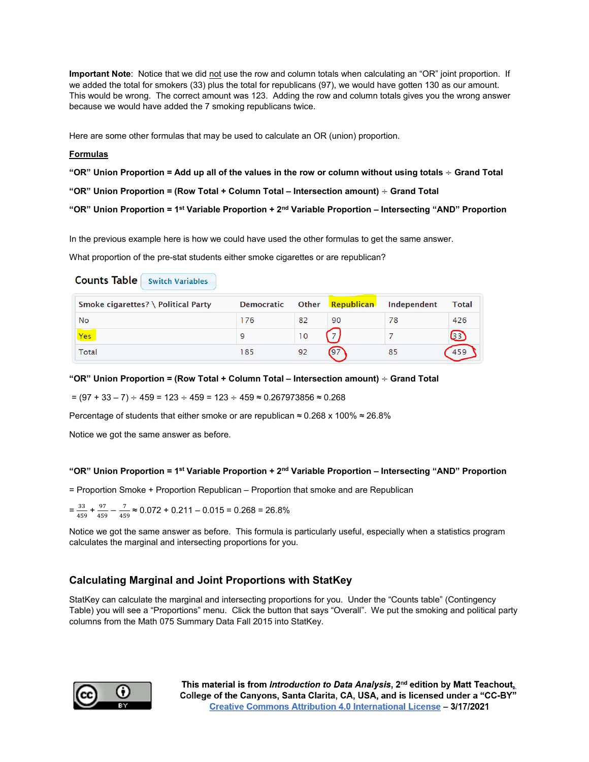**Important Note**: Notice that we did not use the row and column totals when calculating an "OR" joint proportion. If we added the total for smokers (33) plus the total for republicans (97), we would have gotten 130 as our amount. This would be wrong. The correct amount was 123. Adding the row and column totals gives you the wrong answer because we would have added the 7 smoking republicans twice.

Here are some other formulas that may be used to calculate an OR (union) proportion.

**Formulas**

**"OR" Union Proportion = Add up all of the values in the row or column without using totals ÷ Grand Total**

**"OR" Union Proportion = (Row Total + Column Total – Intersection amount) ÷ Grand Total**

**"OR" Union Proportion = 1st Variable Proportion + 2nd Variable Proportion – Intersecting "AND" Proportion**

In the previous example here is how we could have used the other formulas to get the same answer.

What proportion of the pre-stat students either smoke cigarettes or are republican?

**Counts Table** Switch Variables

| Smoke cigarettes? \ Political Party | Democratic | Other | Republican | Independent | Total |
|---|---|---|---|---|---|
| No | 176 | 82 | 90 | 78 | 426 |
| Yes | 9 | 10 | 7 | 7 | 33 |
| Total | 185 | 92 | 97 | 85 | 459 |

**"OR" Union Proportion = (Row Total + Column Total – Intersection amount) ÷ Grand Total**

= (97 + 33 – 7) ÷ 459 = 123 ÷ 459 = 123 ÷ 459 ≈ 0.267973856 ≈ 0.268

Percentage of students that either smoke or are republican ≈ 0.268 x 100% ≈ 26.8%

Notice we got the same answer as before.

**"OR" Union Proportion = 1st Variable Proportion + 2nd Variable Proportion – Intersecting "AND" Proportion**

= Proportion Smoke + Proportion Republican – Proportion that smoke and are Republican

$= \frac{33}{459} + \frac{97}{459} - \frac{7}{459} \approx 0.072 + 0.211 - 0.015 = 0.268 = 26.8\%$

Notice we got the same answer as before. This formula is particularly useful, especially when a statistics program calculates the marginal and intersecting proportions for you.

## Calculating Marginal and Joint Proportions with StatKey

StatKey can calculate the marginal and intersecting proportions for you. Under the "Counts table" (Contingency Table) you will see a "Proportions" menu. Click the button that says "Overall". We put the smoking and political party columns from the Math 075 Summary Data Fall 2015 into StatKey.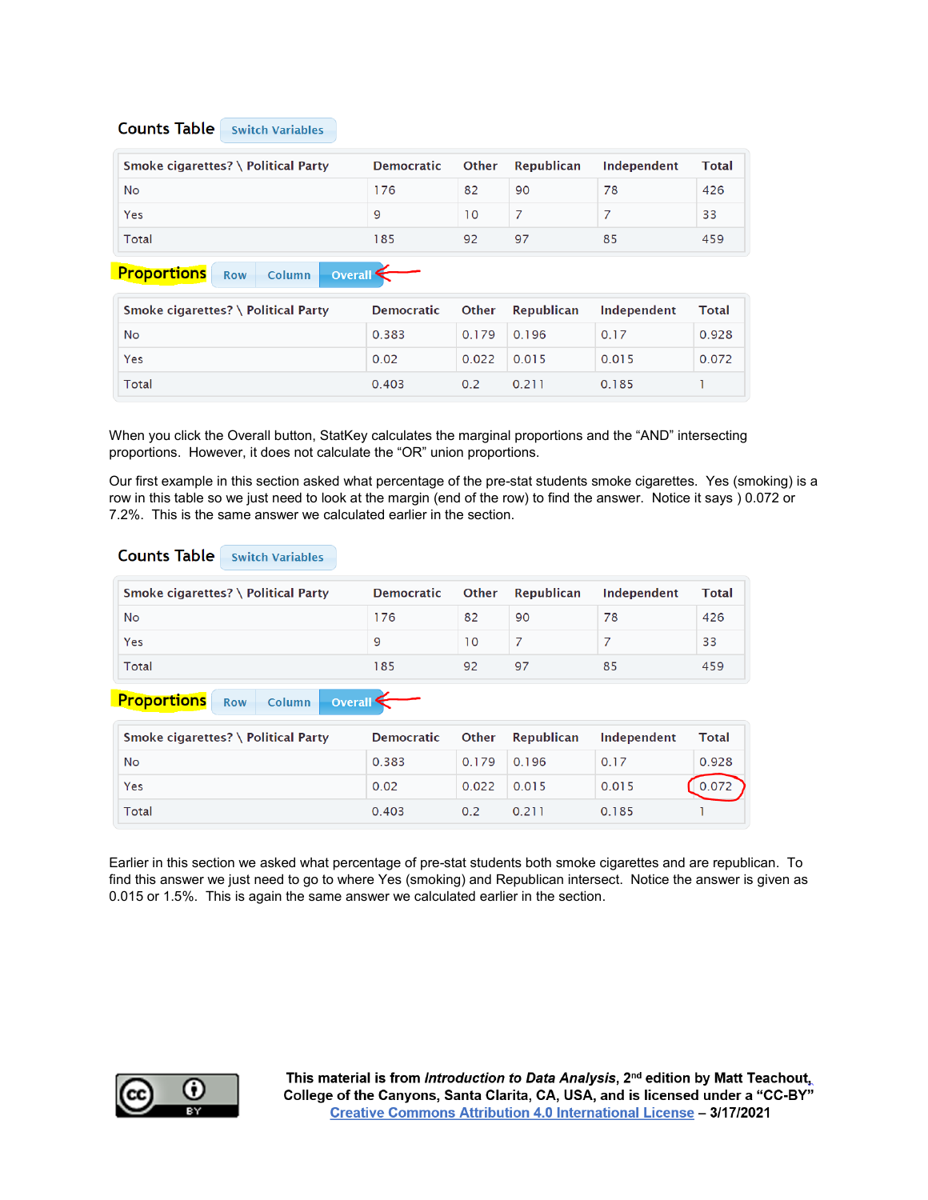### Counts Table

Switch Variables

| Smoke cigarettes? \ Political Party | Democratic | Other | Republican | Independent | Total |
|---|---|---|---|---|---|
| No | 176 | 82 | 90 | 78 | 426 |
| Yes | 9 | 10 | 7 | 7 | 33 |
| Total | 185 | 92 | 97 | 85 | 459 |

**Proportions** Row Column Overall

| Smoke cigarettes? \ Political Party | Democratic | Other | Republican | Independent | Total |
|---|---|---|---|---|---|
| No | 0.383 | 0.179 | 0.196 | 0.17 | 0.928 |
| Yes | 0.02 | 0.022 | 0.015 | 0.015 | 0.072 |
| Total | 0.403 | 0.2 | 0.211 | 0.185 | 1 |

When you click the Overall button, StatKey calculates the marginal proportions and the "AND" intersecting proportions. However, it does not calculate the "OR" union proportions.

Our first example in this section asked what percentage of the pre-stat students smoke cigarettes. Yes (smoking) is a row in this table so we just need to look at the margin (end of the row) to find the answer. Notice it says ) 0.072 or 7.2%. This is the same answer we calculated earlier in the section.

### Counts Table

Switch Variables

| Smoke cigarettes? \ Political Party | Democratic | Other | Republican | Independent | Total |
|---|---|---|---|---|---|
| No | 176 | 82 | 90 | 78 | 426 |
| Yes | 9 | 10 | 7 | 7 | 33 |
| Total | 185 | 92 | 97 | 85 | 459 |

**Proportions** Row Column Overall

| Smoke cigarettes? \ Political Party | Democratic | Other | Republican | Independent | Total |
|---|---|---|---|---|---|
| No | 0.383 | 0.179 | 0.196 | 0.17 | 0.928 |
| Yes | 0.02 | 0.022 | 0.015 | 0.015 | 0.072 |
| Total | 0.403 | 0.2 | 0.211 | 0.185 | 1 |

Earlier in this section we asked what percentage of pre-stat students both smoke cigarettes and are republican. To find this answer we just need to go to where Yes (smoking) and Republican intersect. Notice the answer is given as 0.015 or 1.5%. This is again the same answer we calculated earlier in the section.

**This material is from *Introduction to Data Analysis*, 2nd edition by Matt Teachout, College of the Canyons, Santa Clarita, CA, USA, and is licensed under a "CC-BY" Creative Commons Attribution 4.0 International License – 3/17/2021**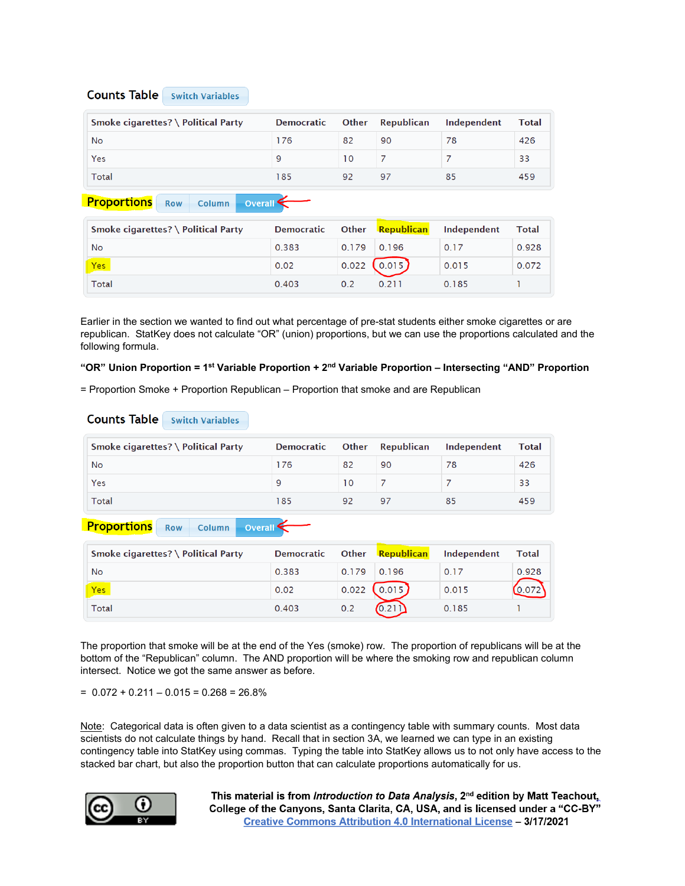### Counts Table

Switch Variables

| Smoke cigarettes? \ Political Party | Democratic | Other | Republican | Independent | Total |
|---|---|---|---|---|---|
| No | 176 | 82 | 90 | 78 | 426 |
| Yes | 9 | 10 | 7 | 7 | 33 |
| Total | 185 | 92 | 97 | 85 | 459 |

**Proportions** Row | Column | Overall

| Smoke cigarettes? \ Political Party | Democratic | Other | Republican | Independent | Total |
|---|---|---|---|---|---|
| No | 0.383 | 0.179 | 0.196 | 0.17 | 0.928 |
| Yes | 0.02 | 0.022 | 0.015 | 0.015 | 0.072 |
| Total | 0.403 | 0.2 | 0.211 | 0.185 | 1 |

Earlier in the section we wanted to find out what percentage of pre-stat students either smoke cigarettes or are republican. StatKey does not calculate "OR" (union) proportions, but we can use the proportions calculated and the following formula.

**"OR" Union Proportion = 1st Variable Proportion + 2nd Variable Proportion – Intersecting "AND" Proportion**

= Proportion Smoke + Proportion Republican – Proportion that smoke and are Republican

### Counts Table

Switch Variables

| Smoke cigarettes? \ Political Party | Democratic | Other | Republican | Independent | Total |
|---|---|---|---|---|---|
| No | 176 | 82 | 90 | 78 | 426 |
| Yes | 9 | 10 | 7 | 7 | 33 |
| Total | 185 | 92 | 97 | 85 | 459 |

**Proportions** Row | Column | Overall

| Smoke cigarettes? \ Political Party | Democratic | Other | Republican | Independent | Total |
|---|---|---|---|---|---|
| No | 0.383 | 0.179 | 0.196 | 0.17 | 0.928 |
| Yes | 0.02 | 0.022 | 0.015 | 0.015 | 0.072 |
| Total | 0.403 | 0.2 | 0.211 | 0.185 | 1 |

The proportion that smoke will be at the end of the Yes (smoke) row. The proportion of republicans will be at the bottom of the "Republican" column. The AND proportion will be where the smoking row and republican column intersect. Notice we got the same answer as before.

= 0.072 + 0.211 – 0.015 = 0.268 = 26.8%

Note: Categorical data is often given to a data scientist as a contingency table with summary counts. Most data scientists do not calculate things by hand. Recall that in section 3A, we learned we can type in an existing contingency table into StatKey using commas. Typing the table into StatKey allows us to not only have access to the stacked bar chart, but also the proportion button that can calculate proportions automatically for us.

**This material is from *Introduction to Data Analysis*, 2nd edition by Matt Teachout, College of the Canyons, Santa Clarita, CA, USA, and is licensed under a "CC-BY" Creative Commons Attribution 4.0 International License – 3/17/2021**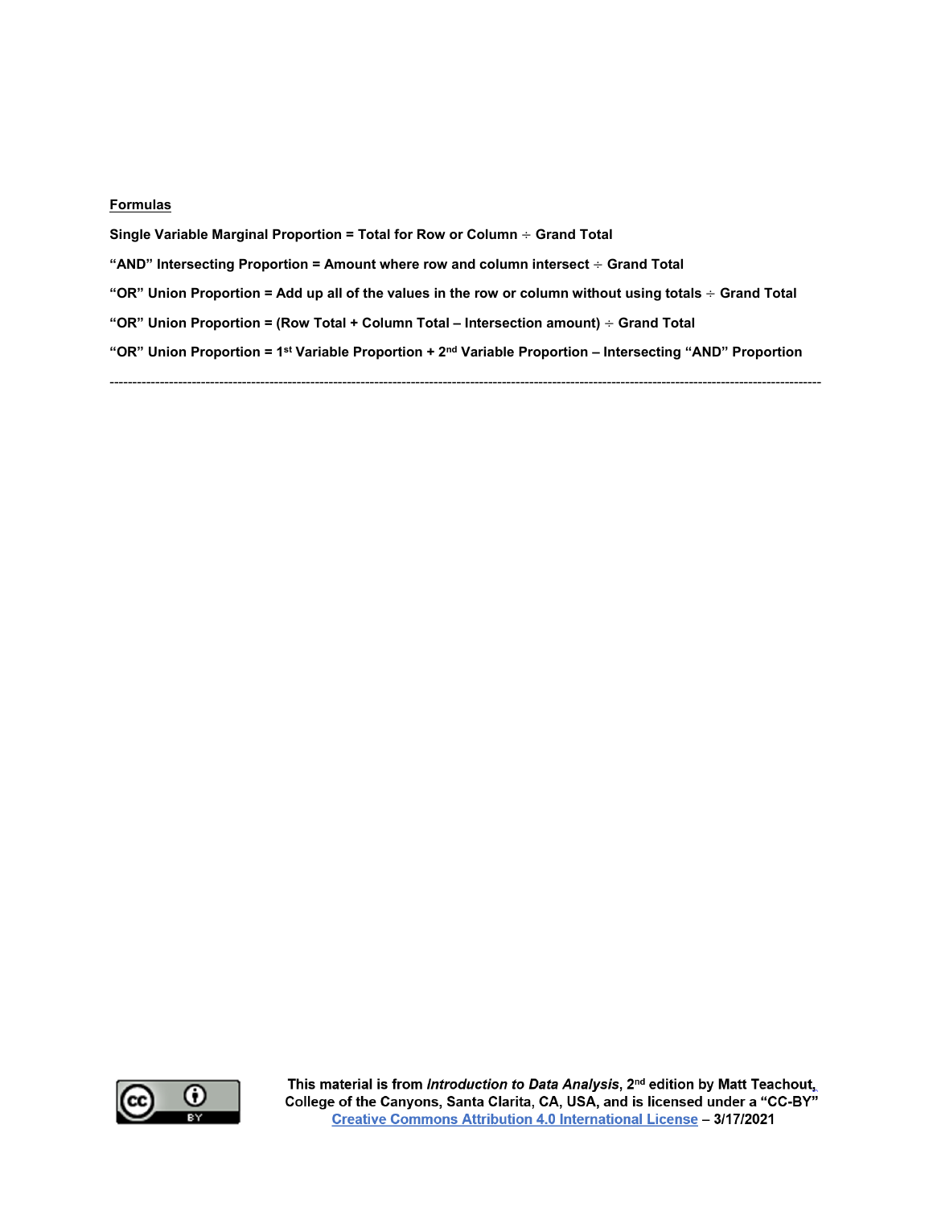**Formulas**

**Single Variable Marginal Proportion = Total for Row or Column ÷ Grand Total**

**"AND" Intersecting Proportion = Amount where row and column intersect ÷ Grand Total**

**"OR" Union Proportion = Add up all of the values in the row or column without using totals ÷ Grand Total**

**"OR" Union Proportion = (Row Total + Column Total – Intersection amount) ÷ Grand Total**

**"OR" Union Proportion = 1st Variable Proportion + 2nd Variable Proportion – Intersecting "AND" Proportion**

---

This material is from *Introduction to Data Analysis*, 2nd edition by Matt Teachout, College of the Canyons, Santa Clarita, CA, USA, and is licensed under a "CC-BY" Creative Commons Attribution 4.0 International License – 3/17/2021